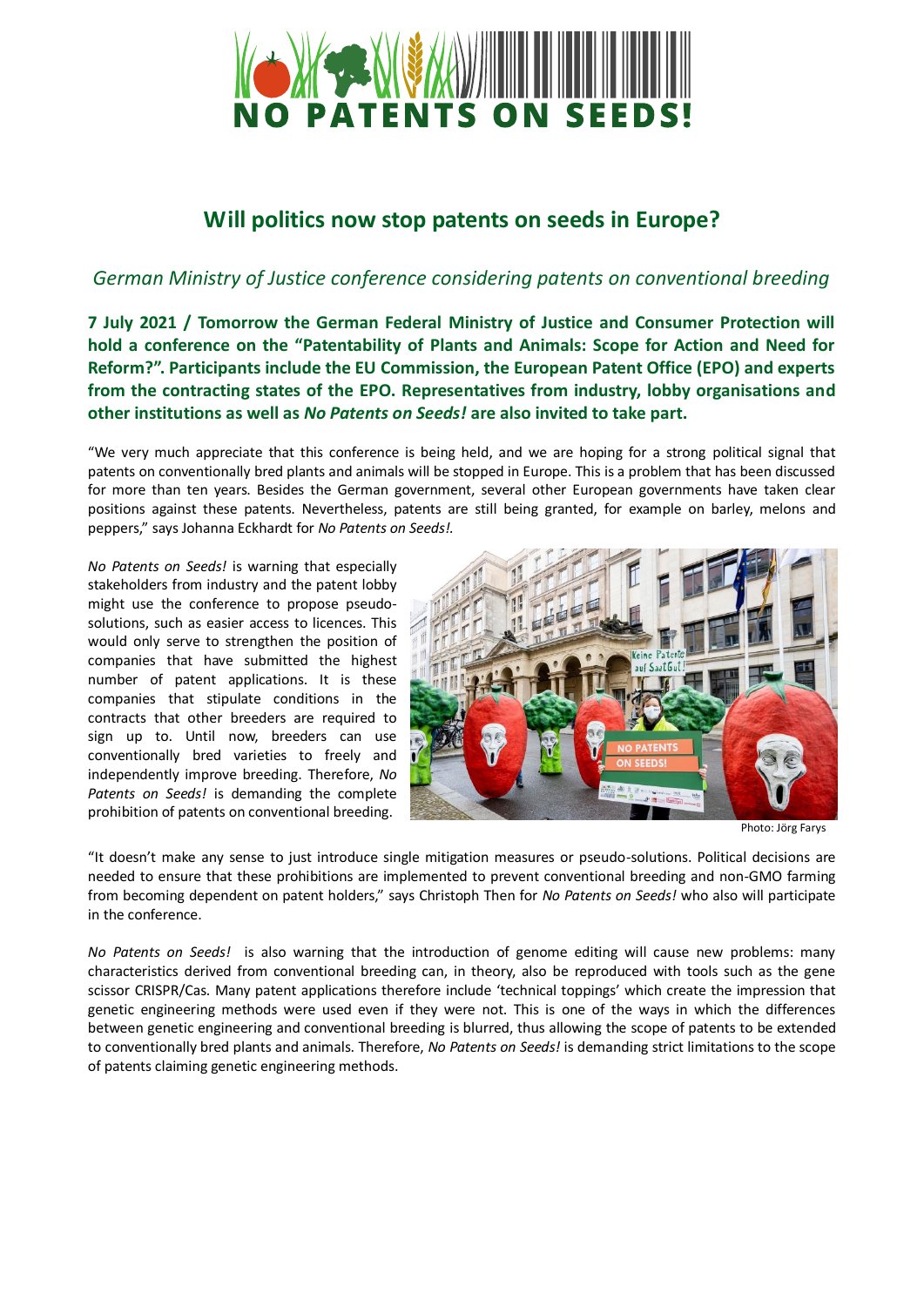# NO PATENTS ON SEEDS!

## Will politics now stop patents on seeds in Europe?

*German Ministry of Justice conference considering patents on conventional breeding*

**7 July 2021 / Tomorrow the German Federal Ministry of Justice and Consumer Protection will hold a conference on the "Patentability of Plants and Animals: Scope for Action and Need for Reform?". Participants include the EU Commission, the European Patent Office (EPO) and experts from the contracting states of the EPO. Representatives from industry, lobby organisations and other institutions as well as *No Patents on Seeds!* are also invited to take part.**

"We very much appreciate that this conference is being held, and we are hoping for a strong political signal that patents on conventionally bred plants and animals will be stopped in Europe. This is a problem that has been discussed for more than ten years. Besides the German government, several other European governments have taken clear positions against these patents. Nevertheless, patents are still being granted, for example on barley, melons and peppers," says Johanna Eckhardt for *No Patents on Seeds!*.

*No Patents on Seeds!* is warning that especially stakeholders from industry and the patent lobby might use the conference to propose pseudo-solutions, such as easier access to licences. This would only serve to strengthen the position of companies that have submitted the highest number of patent applications. It is these companies that stipulate conditions in the contracts that other breeders are required to sign up to. Until now, breeders can use conventionally bred varieties to freely and independently improve breeding. Therefore, *No Patents on Seeds!* is demanding the complete prohibition of patents on conventional breeding.

Photo: Jörg Farys

"It doesn't make any sense to just introduce single mitigation measures or pseudo-solutions. Political decisions are needed to ensure that these prohibitions are implemented to prevent conventional breeding and non-GMO farming from becoming dependent on patent holders," says Christoph Then for *No Patents on Seeds!* who also will participate in the conference.

*No Patents on Seeds!* is also warning that the introduction of genome editing will cause new problems: many characteristics derived from conventional breeding can, in theory, also be reproduced with tools such as the gene scissor CRISPR/Cas. Many patent applications therefore include 'technical toppings' which create the impression that genetic engineering methods were used even if they were not. This is one of the ways in which the differences between genetic engineering and conventional breeding is blurred, thus allowing the scope of patents to be extended to conventionally bred plants and animals. Therefore, *No Patents on Seeds!* is demanding strict limitations to the scope of patents claiming genetic engineering methods.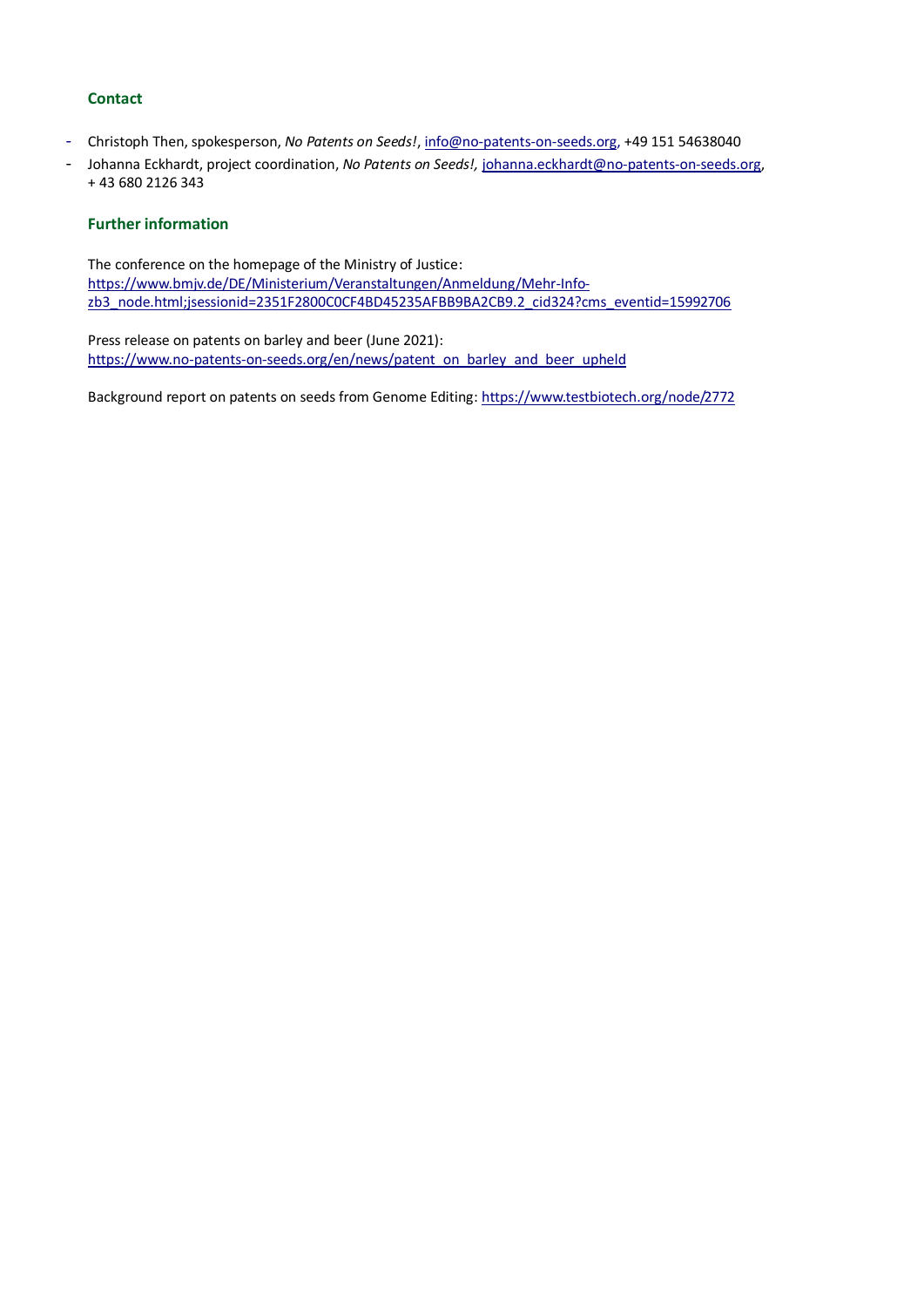### Contact

- Christoph Then, spokesperson, *No Patents on Seeds!*, info@no-patents-on-seeds.org, +49 151 54638040
- Johanna Eckhardt, project coordination, *No Patents on Seeds!,* johanna.eckhardt@no-patents-on-seeds.org, + 43 680 2126 343

### Further information

The conference on the homepage of the Ministry of Justice:
https://www.bmjv.de/DE/Ministerium/Veranstaltungen/Anmeldung/Mehr-Info-zb3_node.html;jsessionid=2351F2800C0CF4BD45235AFBB9BA2CB9.2_cid324?cms_eventid=15992706

Press release on patents on barley and beer (June 2021):
https://www.no-patents-on-seeds.org/en/news/patent_on_barley_and_beer_upheld

Background report on patents on seeds from Genome Editing: https://www.testbiotech.org/node/2772